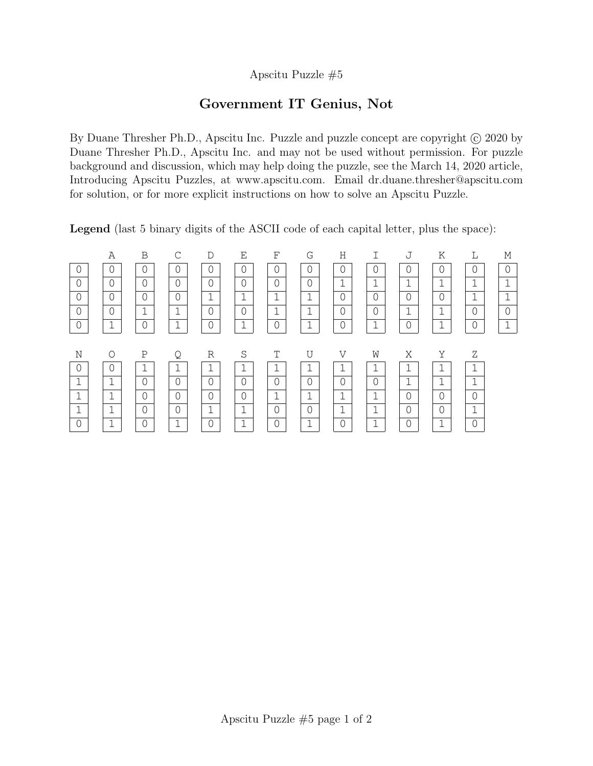Apscitu Puzzle #5

# Government IT Genius, Not

By Duane Thresher Ph.D., Apscitu Inc. Puzzle and puzzle concept are copyright © 2020 by Duane Thresher Ph.D., Apscitu Inc. and may not be used without permission. For puzzle background and discussion, which may help doing the puzzle, see the March 14, 2020 article, Introducing Apscitu Puzzles, at www.apscitu.com. Email dr.duane.thresher@apscitu.com for solution, or for more explicit instructions on how to solve an Apscitu Puzzle.

**Legend** (last 5 binary digits of the ASCII code of each capital letter, plus the space):

| (space) | A | B | C | D | E | F | G | H | I | J | K | L | M |
|---|---|---|---|---|---|---|---|---|---|---|---|---|---|
| 0 | 0 | 0 | 0 | 0 | 0 | 0 | 0 | 0 | 0 | 0 | 0 | 0 | 0 |
| 0 | 0 | 0 | 0 | 0 | 0 | 0 | 0 | 1 | 1 | 1 | 1 | 1 | 1 |
| 0 | 0 | 0 | 0 | 1 | 1 | 1 | 1 | 0 | 0 | 0 | 0 | 1 | 1 |
| 0 | 0 | 1 | 1 | 0 | 0 | 1 | 1 | 0 | 0 | 1 | 1 | 0 | 0 |
| 0 | 1 | 0 | 1 | 0 | 1 | 0 | 1 | 0 | 1 | 0 | 1 | 0 | 1 |

| N | O | P | Q | R | S | T | U | V | W | X | Y | Z |
|---|---|---|---|---|---|---|---|---|---|---|---|---|
| 0 | 0 | 1 | 1 | 1 | 1 | 1 | 1 | 1 | 1 | 1 | 1 | 1 |
| 1 | 1 | 0 | 0 | 0 | 0 | 0 | 0 | 0 | 0 | 1 | 1 | 1 |
| 1 | 1 | 0 | 0 | 0 | 0 | 1 | 1 | 1 | 1 | 0 | 0 | 0 |
| 1 | 1 | 0 | 0 | 1 | 1 | 0 | 0 | 1 | 1 | 0 | 0 | 1 |
| 0 | 1 | 0 | 1 | 0 | 1 | 0 | 1 | 0 | 1 | 0 | 1 | 0 |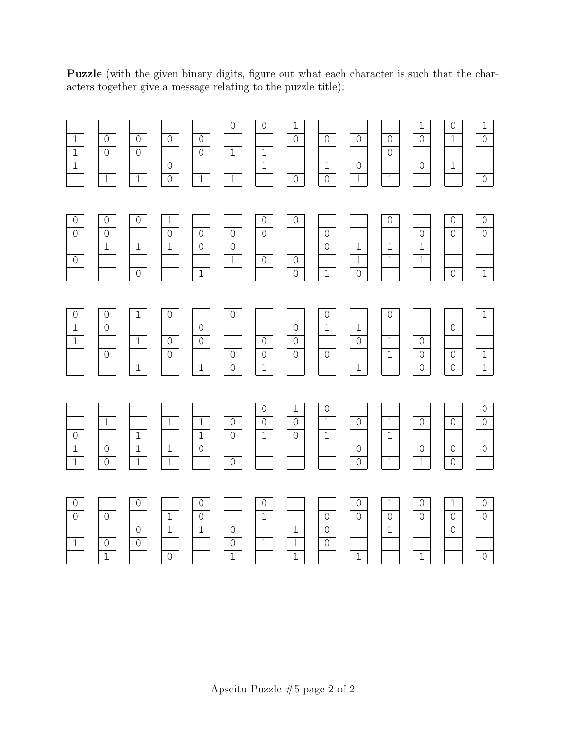**Puzzle** (with the given binary digits, figure out what each character is such that the characters together give a message relating to the puzzle title):

| | | | | | | | | | | | | | |
|---|---|---|---|---|---|---|---|---|---|---|---|---|---|
| | | | | | 0 | 0 | 1 | | | | 1 | 0 | 1 |
| 1 | 0 | 0 | 0 | 0 | | | 0 | 0 | 0 | 0 | 0 | 1 | 0 |
| 1 | 0 | 0 | | 0 | 1 | 1 | | | | 0 | | | |
| 1 | | | 0 | | | 1 | | 1 | 0 | | 0 | 1 | |
| | 1 | 1 | 0 | 1 | 1 | | 0 | 0 | 1 | 1 | | | 0 |

| | | | | | | | | | | | | | |
|---|---|---|---|---|---|---|---|---|---|---|---|---|---|
| 0 | 0 | 0 | 1 | | | 0 | 0 | | | 0 | | 0 | 0 |
| 0 | 0 | | 0 | 0 | 0 | 0 | | 0 | | | 0 | 0 | 0 |
| | 1 | 1 | 1 | 0 | 0 | | | 0 | 1 | 1 | 1 | | |
| 0 | | | | | 1 | 0 | 0 | | 1 | 1 | 1 | | |
| | | 0 | | 1 | | | 0 | 1 | 0 | | | 0 | 1 |

| | | | | | | | | | | | | | |
|---|---|---|---|---|---|---|---|---|---|---|---|---|---|
| 0 | 0 | 1 | 0 | | 0 | | | 0 | | 0 | | | 1 |
| 1 | 0 | | | 0 | | | 0 | 1 | 1 | | | 0 | |
| 1 | | 1 | 0 | 0 | | 0 | 0 | | 0 | 1 | 0 | | |
| | 0 | | 0 | | 0 | 0 | 0 | 0 | | 1 | 0 | 0 | 1 |
| | | 1 | | 1 | 0 | 1 | | | 1 | | 0 | 0 | 1 |

| | | | | | | | | | | | | | |
|---|---|---|---|---|---|---|---|---|---|---|---|---|---|
| | | | | | | 0 | 1 | 0 | | | | | 0 |
| | 1 | | 1 | 1 | 0 | 0 | 0 | 1 | 0 | 1 | 0 | 0 | 0 |
| 0 | | 1 | | 1 | 0 | 1 | 0 | 1 | | 1 | | | |
| 1 | 0 | 1 | 1 | 0 | | | | | 0 | | 0 | 0 | 0 |
| 1 | 0 | 1 | 1 | | 0 | | | | 0 | 1 | 1 | 0 | |

| | | | | | | | | | | | | | |
|---|---|---|---|---|---|---|---|---|---|---|---|---|---|
| 0 | | 0 | | 0 | | 0 | | | 0 | 1 | 0 | 1 | 0 |
| 0 | 0 | | 1 | 0 | | 1 | | 0 | 0 | 0 | 0 | 0 | 0 |
| | | 0 | 1 | 1 | 0 | | 1 | 0 | | 1 | | 0 | |
| 1 | 0 | 0 | | | 0 | 1 | 1 | 0 | | | | | |
| | 1 | | 0 | | 1 | | 1 | | 1 | | 1 | | 0 |